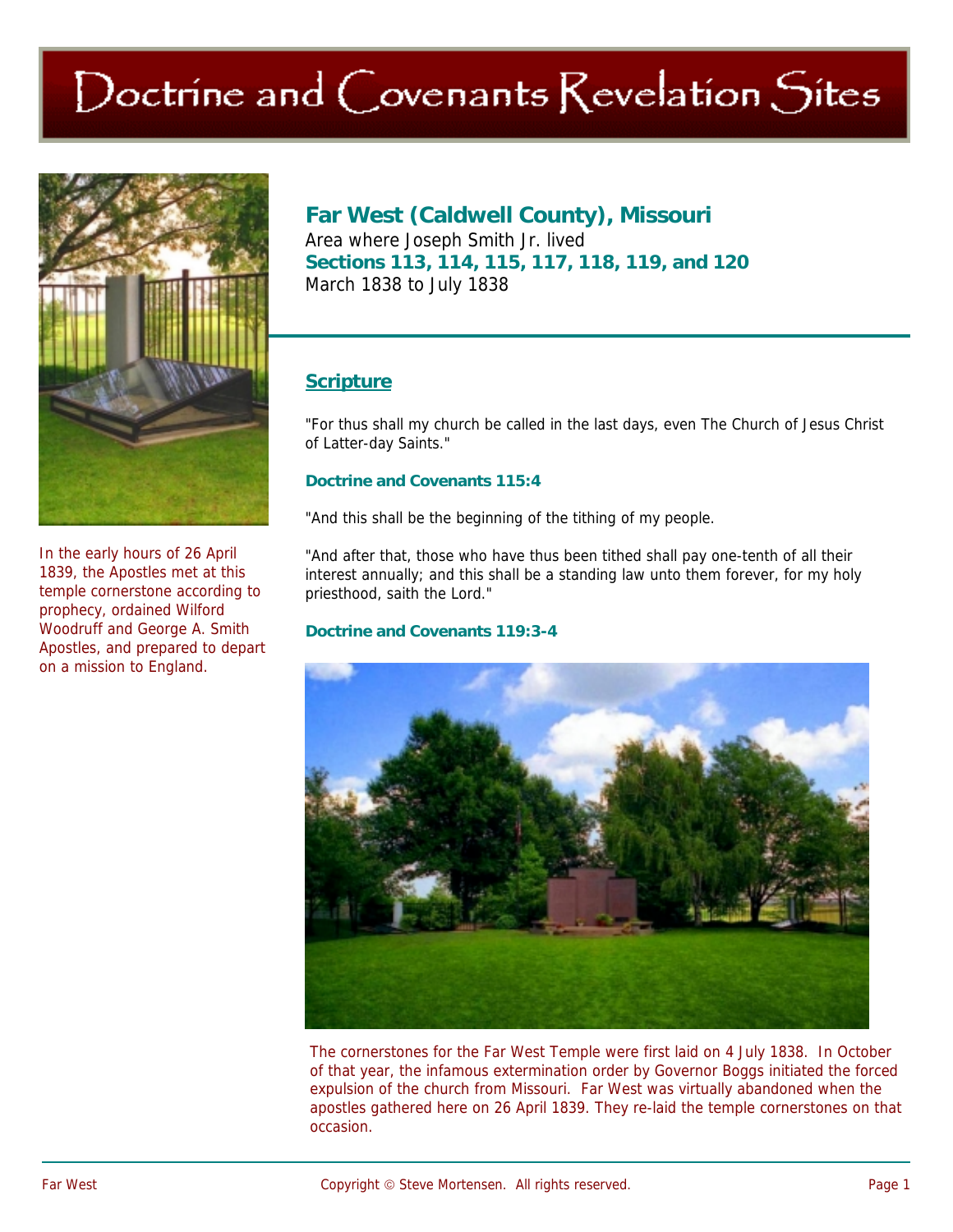# Doctrine and Covenants Revelation Sites

## Far West (Caldwell County), Missouri

Area where Joseph Smith Jr. lived

**Sections 113, 114, 115, 117, 118, 119, and 120**

March 1838 to July 1838

In the early hours of 26 April 1839, the Apostles met at this temple cornerstone according to prophecy, ordained Wilford Woodruff and George A. Smith Apostles, and prepared to depart on a mission to England.

### Scripture

"For thus shall my church be called in the last days, even The Church of Jesus Christ of Latter-day Saints."

**Doctrine and Covenants 115:4**

"And this shall be the beginning of the tithing of my people.

"And after that, those who have thus been tithed shall pay one-tenth of all their interest annually; and this shall be a standing law unto them forever, for my holy priesthood, saith the Lord."

**Doctrine and Covenants 119:3-4**

The cornerstones for the Far West Temple were first laid on 4 July 1838. In October of that year, the infamous extermination order by Governor Boggs initiated the forced expulsion of the church from Missouri. Far West was virtually abandoned when the apostles gathered here on 26 April 1839. They re-laid the temple cornerstones on that occasion.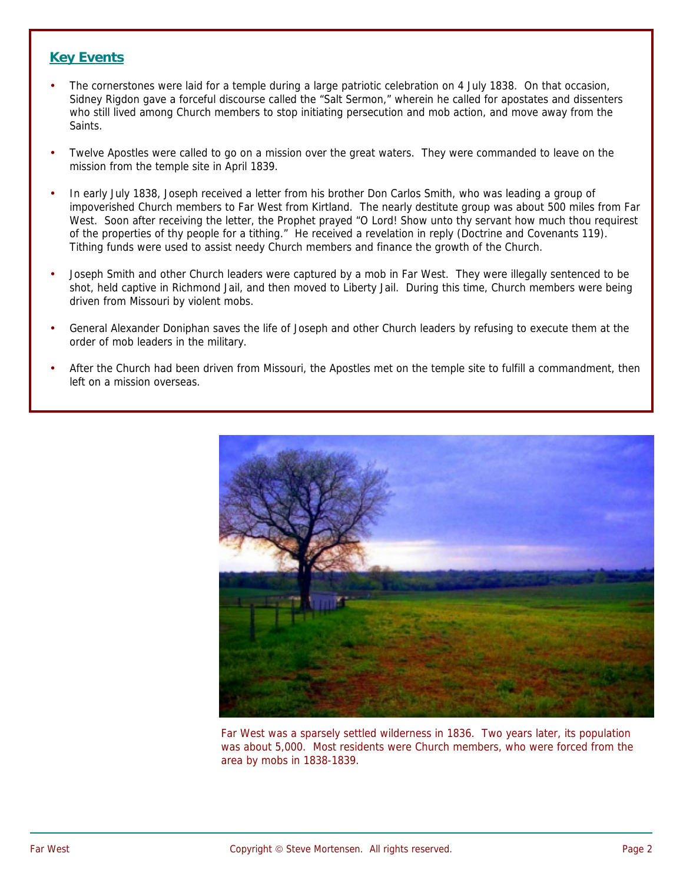## Key Events

- The cornerstones were laid for a temple during a large patriotic celebration on 4 July 1838. On that occasion, Sidney Rigdon gave a forceful discourse called the "Salt Sermon," wherein he called for apostates and dissenters who still lived among Church members to stop initiating persecution and mob action, and move away from the Saints.
- Twelve Apostles were called to go on a mission over the great waters. They were commanded to leave on the mission from the temple site in April 1839.
- In early July 1838, Joseph received a letter from his brother Don Carlos Smith, who was leading a group of impoverished Church members to Far West from Kirtland. The nearly destitute group was about 500 miles from Far West. Soon after receiving the letter, the Prophet prayed "O Lord! Show unto thy servant how much thou requirest of the properties of thy people for a tithing." He received a revelation in reply (Doctrine and Covenants 119). Tithing funds were used to assist needy Church members and finance the growth of the Church.
- Joseph Smith and other Church leaders were captured by a mob in Far West. They were illegally sentenced to be shot, held captive in Richmond Jail, and then moved to Liberty Jail. During this time, Church members were being driven from Missouri by violent mobs.
- General Alexander Doniphan saves the life of Joseph and other Church leaders by refusing to execute them at the order of mob leaders in the military.
- After the Church had been driven from Missouri, the Apostles met on the temple site to fulfill a commandment, then left on a mission overseas.

Far West was a sparsely settled wilderness in 1836. Two years later, its population was about 5,000. Most residents were Church members, who were forced from the area by mobs in 1838-1839.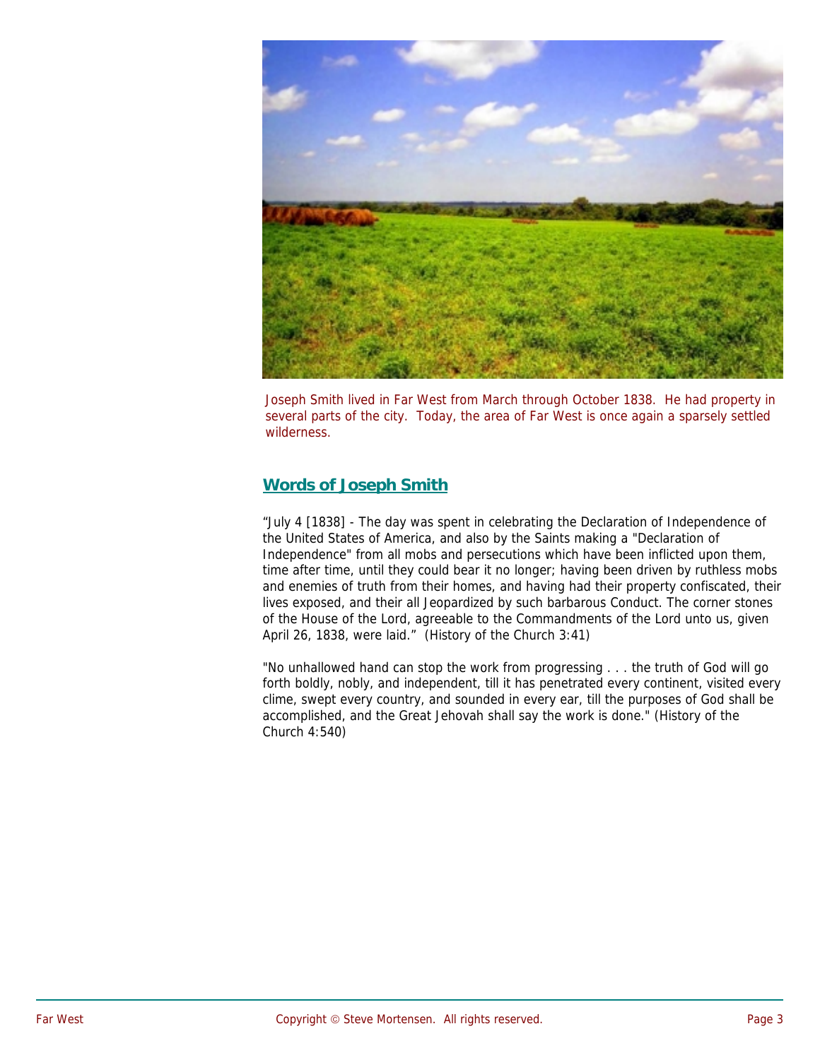Joseph Smith lived in Far West from March through October 1838. He had property in several parts of the city. Today, the area of Far West is once again a sparsely settled wilderness.

## Words of Joseph Smith

"July 4 [1838] - The day was spent in celebrating the Declaration of Independence of the United States of America, and also by the Saints making a "Declaration of Independence" from all mobs and persecutions which have been inflicted upon them, time after time, until they could bear it no longer; having been driven by ruthless mobs and enemies of truth from their homes, and having had their property confiscated, their lives exposed, and their all Jeopardized by such barbarous Conduct. The corner stones of the House of the Lord, agreeable to the Commandments of the Lord unto us, given April 26, 1838, were laid." (History of the Church 3:41)

"No unhallowed hand can stop the work from progressing . . . the truth of God will go forth boldly, nobly, and independent, till it has penetrated every continent, visited every clime, swept every country, and sounded in every ear, till the purposes of God shall be accomplished, and the Great Jehovah shall say the work is done." (History of the Church 4:540)